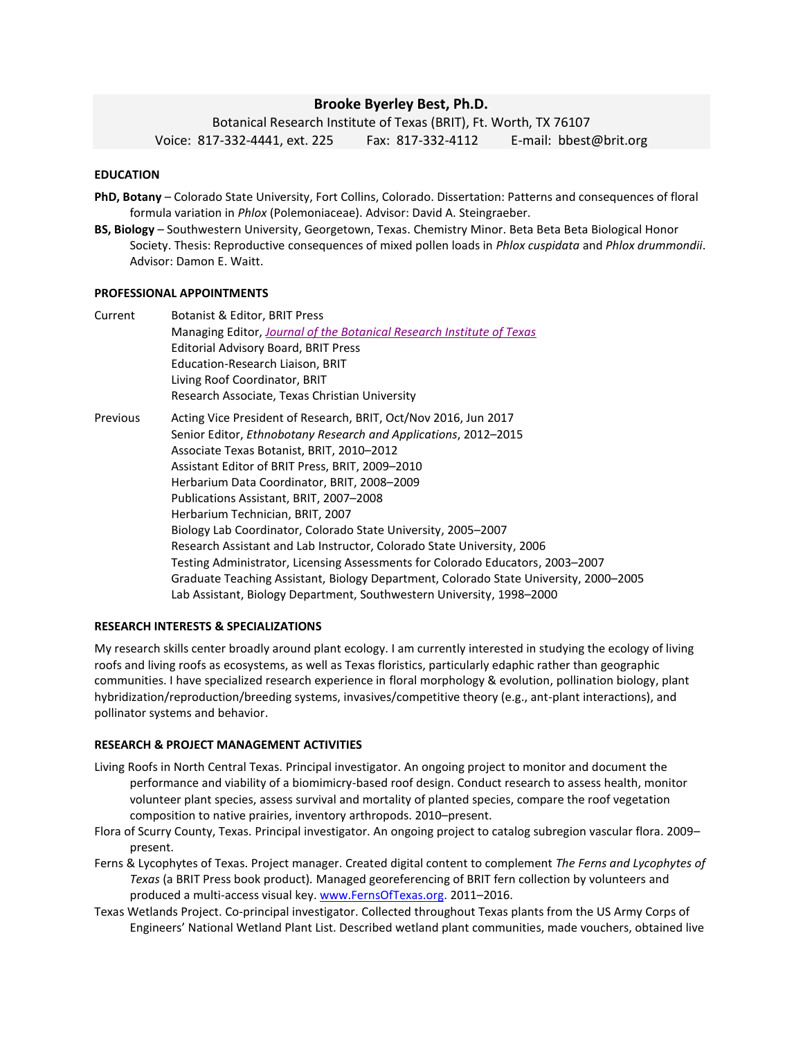# Brooke Byerley Best, Ph.D.

Botanical Research Institute of Texas (BRIT), Ft. Worth, TX 76107

Voice: 817-332-4441, ext. 225 Fax: 817-332-4112 E-mail: bbest@brit.org

## EDUCATION

**PhD, Botany** – Colorado State University, Fort Collins, Colorado. Dissertation: Patterns and consequences of floral formula variation in *Phlox* (Polemoniaceae). Advisor: David A. Steingraeber.

**BS, Biology** – Southwestern University, Georgetown, Texas. Chemistry Minor. Beta Beta Beta Biological Honor Society. Thesis: Reproductive consequences of mixed pollen loads in *Phlox cuspidata* and *Phlox drummondii*. Advisor: Damon E. Waitt.

## PROFESSIONAL APPOINTMENTS

Current
- Botanist & Editor, BRIT Press
- Managing Editor, *Journal of the Botanical Research Institute of Texas*
- Editorial Advisory Board, BRIT Press
- Education-Research Liaison, BRIT
- Living Roof Coordinator, BRIT
- Research Associate, Texas Christian University

Previous
- Acting Vice President of Research, BRIT, Oct/Nov 2016, Jun 2017
- Senior Editor, *Ethnobotany Research and Applications*, 2012–2015
- Associate Texas Botanist, BRIT, 2010–2012
- Assistant Editor of BRIT Press, BRIT, 2009–2010
- Herbarium Data Coordinator, BRIT, 2008–2009
- Publications Assistant, BRIT, 2007–2008
- Herbarium Technician, BRIT, 2007
- Biology Lab Coordinator, Colorado State University, 2005–2007
- Research Assistant and Lab Instructor, Colorado State University, 2006
- Testing Administrator, Licensing Assessments for Colorado Educators, 2003–2007
- Graduate Teaching Assistant, Biology Department, Colorado State University, 2000–2005
- Lab Assistant, Biology Department, Southwestern University, 1998–2000

## RESEARCH INTERESTS & SPECIALIZATIONS

My research skills center broadly around plant ecology. I am currently interested in studying the ecology of living roofs and living roofs as ecosystems, as well as Texas floristics, particularly edaphic rather than geographic communities. I have specialized research experience in floral morphology & evolution, pollination biology, plant hybridization/reproduction/breeding systems, invasives/competitive theory (e.g., ant-plant interactions), and pollinator systems and behavior.

## RESEARCH & PROJECT MANAGEMENT ACTIVITIES

Living Roofs in North Central Texas. Principal investigator. An ongoing project to monitor and document the performance and viability of a biomimicry-based roof design. Conduct research to assess health, monitor volunteer plant species, assess survival and mortality of planted species, compare the roof vegetation composition to native prairies, inventory arthropods. 2010–present.

Flora of Scurry County, Texas. Principal investigator. An ongoing project to catalog subregion vascular flora. 2009–present.

Ferns & Lycophytes of Texas. Project manager. Created digital content to complement *The Ferns and Lycophytes of Texas* (a BRIT Press book product). Managed georeferencing of BRIT fern collection by volunteers and produced a multi-access visual key. www.FernsOfTexas.org. 2011–2016.

Texas Wetlands Project. Co-principal investigator. Collected throughout Texas plants from the US Army Corps of Engineers' National Wetland Plant List. Described wetland plant communities, made vouchers, obtained live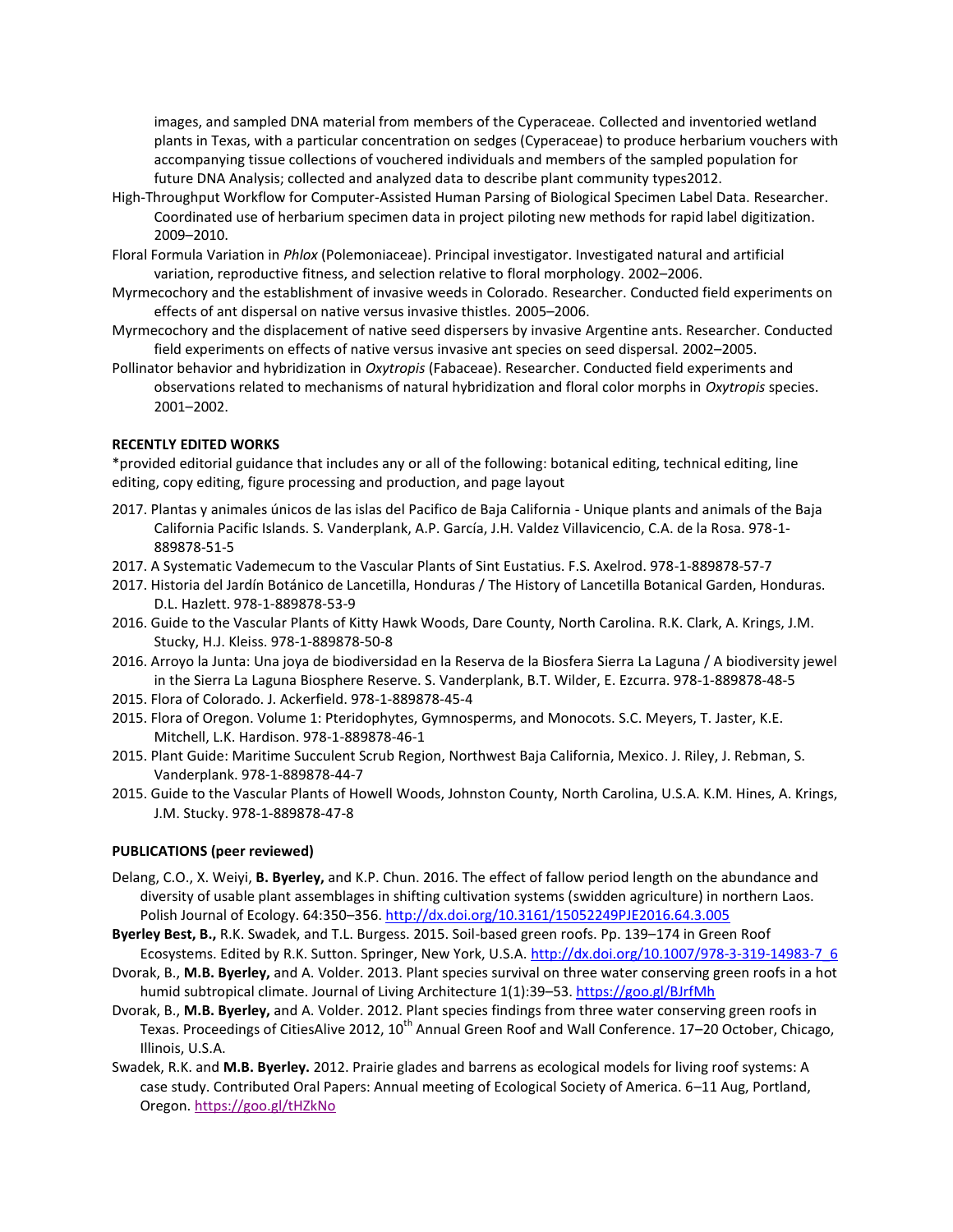images, and sampled DNA material from members of the Cyperaceae. Collected and inventoried wetland plants in Texas, with a particular concentration on sedges (Cyperaceae) to produce herbarium vouchers with accompanying tissue collections of vouchered individuals and members of the sampled population for future DNA Analysis; collected and analyzed data to describe plant community types2012.

High-Throughput Workflow for Computer-Assisted Human Parsing of Biological Specimen Label Data. Researcher. Coordinated use of herbarium specimen data in project piloting new methods for rapid label digitization. 2009–2010.

Floral Formula Variation in *Phlox* (Polemoniaceae). Principal investigator. Investigated natural and artificial variation, reproductive fitness, and selection relative to floral morphology. 2002–2006.

Myrmecochory and the establishment of invasive weeds in Colorado. Researcher. Conducted field experiments on effects of ant dispersal on native versus invasive thistles. 2005–2006.

Myrmecochory and the displacement of native seed dispersers by invasive Argentine ants. Researcher. Conducted field experiments on effects of native versus invasive ant species on seed dispersal. 2002–2005.

Pollinator behavior and hybridization in *Oxytropis* (Fabaceae). Researcher. Conducted field experiments and observations related to mechanisms of natural hybridization and floral color morphs in *Oxytropis* species. 2001–2002.

## RECENTLY EDITED WORKS

*provided editorial guidance that includes any or all of the following: botanical editing, technical editing, line editing, copy editing, figure processing and production, and page layout

2017. Plantas y animales únicos de las islas del Pacifico de Baja California - Unique plants and animals of the Baja California Pacific Islands. S. Vanderplank, A.P. García, J.H. Valdez Villavicencio, C.A. de la Rosa. 978-1-889878-51-5

2017. A Systematic Vademecum to the Vascular Plants of Sint Eustatius. F.S. Axelrod. 978-1-889878-57-7

2017. Historia del Jardín Botánico de Lancetilla, Honduras / The History of Lancetilla Botanical Garden, Honduras. D.L. Hazlett. 978-1-889878-53-9

2016. Guide to the Vascular Plants of Kitty Hawk Woods, Dare County, North Carolina. R.K. Clark, A. Krings, J.M. Stucky, H.J. Kleiss. 978-1-889878-50-8

2016. Arroyo la Junta: Una joya de biodiversidad en la Reserva de la Biosfera Sierra La Laguna / A biodiversity jewel in the Sierra La Laguna Biosphere Reserve. S. Vanderplank, B.T. Wilder, E. Ezcurra. 978-1-889878-48-5

2015. Flora of Colorado. J. Ackerfield. 978-1-889878-45-4

2015. Flora of Oregon. Volume 1: Pteridophytes, Gymnosperms, and Monocots. S.C. Meyers, T. Jaster, K.E. Mitchell, L.K. Hardison. 978-1-889878-46-1

2015. Plant Guide: Maritime Succulent Scrub Region, Northwest Baja California, Mexico. J. Riley, J. Rebman, S. Vanderplank. 978-1-889878-44-7

2015. Guide to the Vascular Plants of Howell Woods, Johnston County, North Carolina, U.S.A. K.M. Hines, A. Krings, J.M. Stucky. 978-1-889878-47-8

## PUBLICATIONS (peer reviewed)

Delang, C.O., X. Weiyi, **B. Byerley,** and K.P. Chun. 2016. The effect of fallow period length on the abundance and diversity of usable plant assemblages in shifting cultivation systems (swidden agriculture) in northern Laos. Polish Journal of Ecology. 64:350–356. http://dx.doi.org/10.3161/15052249PJE2016.64.3.005

**Byerley Best, B.,** R.K. Swadek, and T.L. Burgess. 2015. Soil-based green roofs. Pp. 139–174 in Green Roof Ecosystems. Edited by R.K. Sutton. Springer, New York, U.S.A. http://dx.doi.org/10.1007/978-3-319-14983-7_6

Dvorak, B., **M.B. Byerley,** and A. Volder. 2013. Plant species survival on three water conserving green roofs in a hot humid subtropical climate. Journal of Living Architecture 1(1):39–53. https://goo.gl/BJrfMh

Dvorak, B., **M.B. Byerley,** and A. Volder. 2012. Plant species findings from three water conserving green roofs in Texas. Proceedings of CitiesAlive 2012, 10th Annual Green Roof and Wall Conference. 17–20 October, Chicago, Illinois, U.S.A.

Swadek, R.K. and **M.B. Byerley.** 2012. Prairie glades and barrens as ecological models for living roof systems: A case study. Contributed Oral Papers: Annual meeting of Ecological Society of America. 6–11 Aug, Portland, Oregon. https://goo.gl/tHZkNo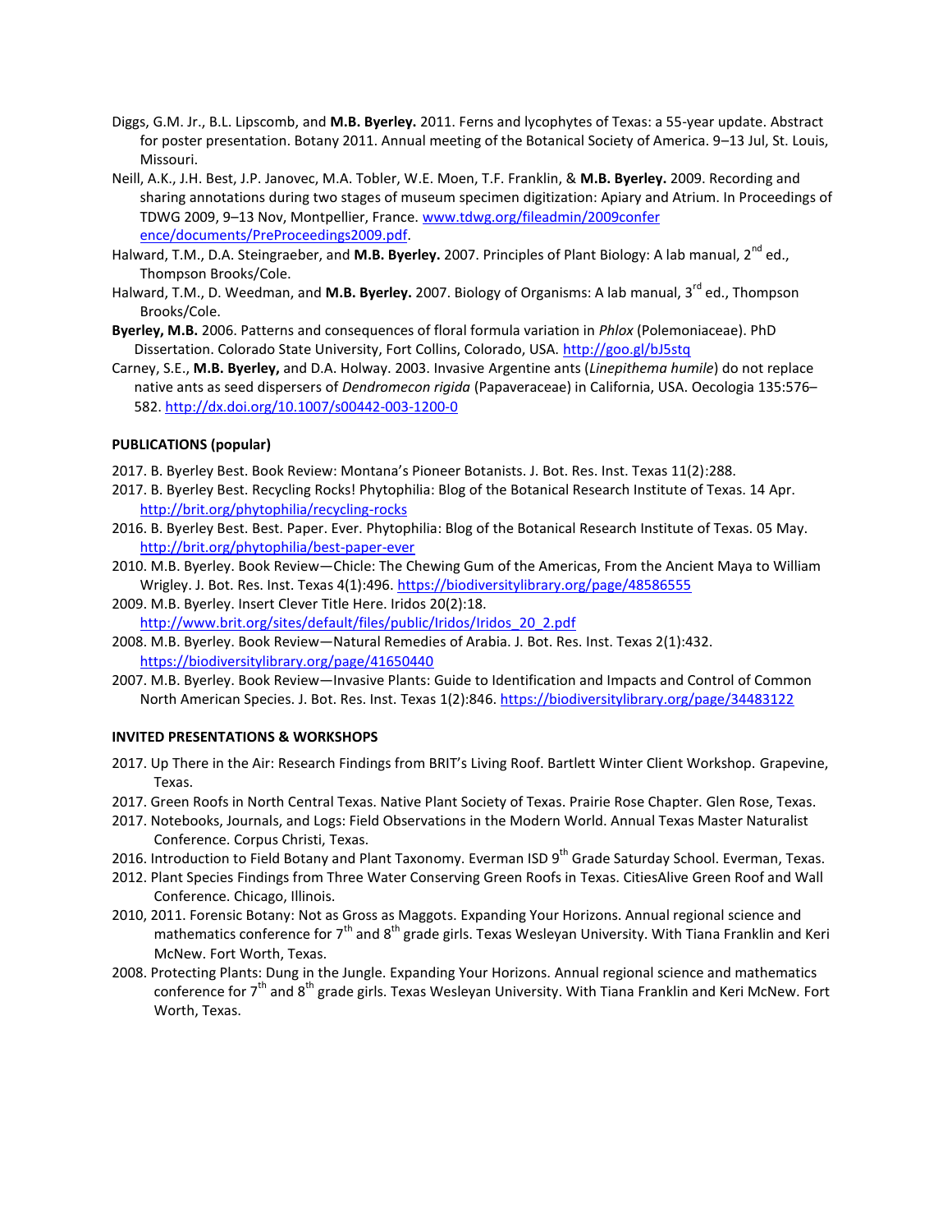Diggs, G.M. Jr., B.L. Lipscomb, and **M.B. Byerley.** 2011. Ferns and lycophytes of Texas: a 55-year update. Abstract for poster presentation. Botany 2011. Annual meeting of the Botanical Society of America. 9–13 Jul, St. Louis, Missouri.

Neill, A.K., J.H. Best, J.P. Janovec, M.A. Tobler, W.E. Moen, T.F. Franklin, & **M.B. Byerley.** 2009. Recording and sharing annotations during two stages of museum specimen digitization: Apiary and Atrium. In Proceedings of TDWG 2009, 9–13 Nov, Montpellier, France. www.tdwg.org/fileadmin/2009conference/documents/PreProceedings2009.pdf.

Halward, T.M., D.A. Steingraeber, and **M.B. Byerley.** 2007. Principles of Plant Biology: A lab manual, 2nd ed., Thompson Brooks/Cole.

Halward, T.M., D. Weedman, and **M.B. Byerley.** 2007. Biology of Organisms: A lab manual, 3rd ed., Thompson Brooks/Cole.

**Byerley, M.B.** 2006. Patterns and consequences of floral formula variation in *Phlox* (Polemoniaceae). PhD Dissertation. Colorado State University, Fort Collins, Colorado, USA. http://goo.gl/bJ5stq

Carney, S.E., **M.B. Byerley,** and D.A. Holway. 2003. Invasive Argentine ants (*Linepithema humile*) do not replace native ants as seed dispersers of *Dendromecon rigida* (Papaveraceae) in California, USA. Oecologia 135:576–582. http://dx.doi.org/10.1007/s00442-003-1200-0

**PUBLICATIONS (popular)**

2017. B. Byerley Best. Book Review: Montana's Pioneer Botanists. J. Bot. Res. Inst. Texas 11(2):288.

2017. B. Byerley Best. Recycling Rocks! Phytophilia: Blog of the Botanical Research Institute of Texas. 14 Apr. http://brit.org/phytophilia/recycling-rocks

2016. B. Byerley Best. Best. Paper. Ever. Phytophilia: Blog of the Botanical Research Institute of Texas. 05 May. http://brit.org/phytophilia/best-paper-ever

2010. M.B. Byerley. Book Review—Chicle: The Chewing Gum of the Americas, From the Ancient Maya to William Wrigley. J. Bot. Res. Inst. Texas 4(1):496. https://biodiversitylibrary.org/page/48586555

2009. M.B. Byerley. Insert Clever Title Here. Iridos 20(2):18. http://www.brit.org/sites/default/files/public/Iridos/Iridos_20_2.pdf

2008. M.B. Byerley. Book Review—Natural Remedies of Arabia. J. Bot. Res. Inst. Texas 2(1):432. https://biodiversitylibrary.org/page/41650440

2007. M.B. Byerley. Book Review—Invasive Plants: Guide to Identification and Impacts and Control of Common North American Species. J. Bot. Res. Inst. Texas 1(2):846. https://biodiversitylibrary.org/page/34483122

**INVITED PRESENTATIONS & WORKSHOPS**

2017. Up There in the Air: Research Findings from BRIT's Living Roof. Bartlett Winter Client Workshop. Grapevine, Texas.

2017. Green Roofs in North Central Texas. Native Plant Society of Texas. Prairie Rose Chapter. Glen Rose, Texas.

2017. Notebooks, Journals, and Logs: Field Observations in the Modern World. Annual Texas Master Naturalist Conference. Corpus Christi, Texas.

2016. Introduction to Field Botany and Plant Taxonomy. Everman ISD 9th Grade Saturday School. Everman, Texas.

2012. Plant Species Findings from Three Water Conserving Green Roofs in Texas. CitiesAlive Green Roof and Wall Conference. Chicago, Illinois.

2010, 2011. Forensic Botany: Not as Gross as Maggots. Expanding Your Horizons. Annual regional science and mathematics conference for 7th and 8th grade girls. Texas Wesleyan University. With Tiana Franklin and Keri McNew. Fort Worth, Texas.

2008. Protecting Plants: Dung in the Jungle. Expanding Your Horizons. Annual regional science and mathematics conference for 7th and 8th grade girls. Texas Wesleyan University. With Tiana Franklin and Keri McNew. Fort Worth, Texas.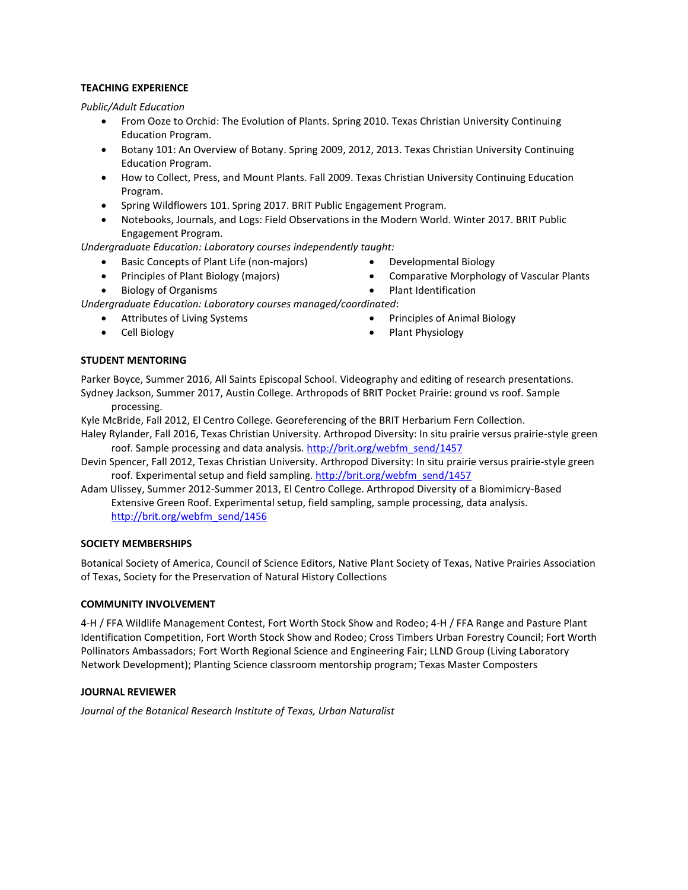**TEACHING EXPERIENCE**

*Public/Adult Education*

- From Ooze to Orchid: The Evolution of Plants. Spring 2010. Texas Christian University Continuing Education Program.
- Botany 101: An Overview of Botany. Spring 2009, 2012, 2013. Texas Christian University Continuing Education Program.
- How to Collect, Press, and Mount Plants. Fall 2009. Texas Christian University Continuing Education Program.
- Spring Wildflowers 101. Spring 2017. BRIT Public Engagement Program.
- Notebooks, Journals, and Logs: Field Observations in the Modern World. Winter 2017. BRIT Public Engagement Program.

*Undergraduate Education: Laboratory courses independently taught:*

- Basic Concepts of Plant Life (non-majors)
- Principles of Plant Biology (majors)
- Biology of Organisms
- Developmental Biology
- Comparative Morphology of Vascular Plants
- Plant Identification

*Undergraduate Education: Laboratory courses managed/coordinated*:

- Attributes of Living Systems
- Cell Biology
- Principles of Animal Biology
- Plant Physiology

**STUDENT MENTORING**

Parker Boyce, Summer 2016, All Saints Episcopal School. Videography and editing of research presentations.

Sydney Jackson, Summer 2017, Austin College. Arthropods of BRIT Pocket Prairie: ground vs roof. Sample processing.

Kyle McBride, Fall 2012, El Centro College. Georeferencing of the BRIT Herbarium Fern Collection.

Haley Rylander, Fall 2016, Texas Christian University. Arthropod Diversity: In situ prairie versus prairie-style green roof. Sample processing and data analysis. http://brit.org/webfm_send/1457

Devin Spencer, Fall 2012, Texas Christian University. Arthropod Diversity: In situ prairie versus prairie-style green roof. Experimental setup and field sampling. http://brit.org/webfm_send/1457

Adam Ulissey, Summer 2012-Summer 2013, El Centro College. Arthropod Diversity of a Biomimicry-Based Extensive Green Roof. Experimental setup, field sampling, sample processing, data analysis. http://brit.org/webfm_send/1456

**SOCIETY MEMBERSHIPS**

Botanical Society of America, Council of Science Editors, Native Plant Society of Texas, Native Prairies Association of Texas, Society for the Preservation of Natural History Collections

**COMMUNITY INVOLVEMENT**

4-H / FFA Wildlife Management Contest, Fort Worth Stock Show and Rodeo; 4-H / FFA Range and Pasture Plant Identification Competition, Fort Worth Stock Show and Rodeo; Cross Timbers Urban Forestry Council; Fort Worth Pollinators Ambassadors; Fort Worth Regional Science and Engineering Fair; LLND Group (Living Laboratory Network Development); Planting Science classroom mentorship program; Texas Master Composters

**JOURNAL REVIEWER**

*Journal of the Botanical Research Institute of Texas, Urban Naturalist*